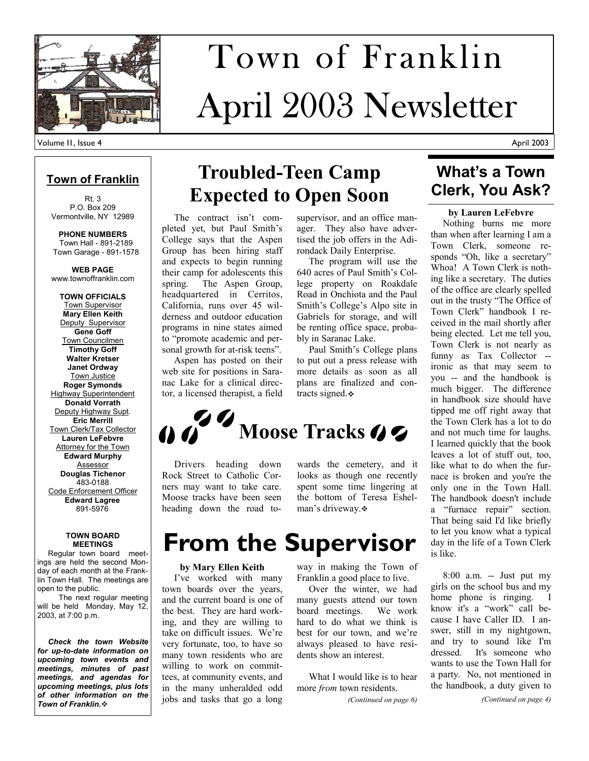# Town of Franklin April 2003 Newsletter

Volume 11, Issue 4 — April 2003

## Town of Franklin

Rt. 3
P.O. Box 209
Vermontville, NY 12989

**PHONE NUMBERS**
Town Hall - 891-2189
Town Garage - 891-1578

**WEB PAGE**
www.townoffranklin.com

**TOWN OFFICIALS**

Town Supervisor
**Mary Ellen Keith**
Deputy Supervisor
**Gene Goff**
Town Councilmen
**Timothy Goff**
**Walter Kretser**
**Janet Ordway**
Town Justice
**Roger Symonds**
Highway Superintendent
**Donald Vorrath**
Deputy Highway Supt.
**Eric Merrill**
Town Clerk/Tax Collector
**Lauren LeFebvre**
Attorney for the Town
**Edward Murphy**
Assessor
**Douglas Tichenor**
483-0188
Code Enforcement Officer
**Edward Lagree**
891-5976

**TOWN BOARD MEETINGS**

Regular town board meetings are held the second Monday of each month at the Franklin Town Hall. The meetings are open to the public.

The next regular meeting will be held Monday, May 12, 2003, at 7:00 p.m.

***Check the town Website for up-to-date information on upcoming town events and meetings, minutes of past meetings, and agendas for upcoming meetings, plus lots of other information on the Town of Franklin.*** ❖

## Troubled-Teen Camp Expected to Open Soon

The contract isn't completed yet, but Paul Smith's College says that the Aspen Group has been hiring staff and expects to begin running their camp for adolescents this spring. The Aspen Group, headquartered in Cerritos, California, runs over 45 wilderness and outdoor education programs in nine states aimed to "promote academic and personal growth for at-risk teens".

Aspen has posted on their web site for positions in Saranac Lake for a clinical director, a licensed therapist, a field supervisor, and an office manager. They also have advertised the job offers in the Adirondack Daily Enterprise.

The program will use the 640 acres of Paul Smith's College property on Roakdale Road in Onchiota and the Paul Smith's College's Alpo site in Gabriels for storage, and will be renting office space, probably in Saranac Lake.

Paul Smith's College plans to put out a press release with more details as soon as all plans are finalized and contracts signed. ❖

## Moose Tracks

Drivers heading down Rock Street to Catholic Corners may want to take care. Moose tracks have been seen heading down the road towards the cemetery, and it looks as though one recently spent some time lingering at the bottom of Teresa Eshelman's driveway. ❖

## From the Supervisor

**by Mary Ellen Keith**

I've worked with many town boards over the years, and the current board is one of the best. They are hard working, and they are willing to take on difficult issues. We're very fortunate, too, to have so many town residents who are willing to work on committees, at community events, and in the many unheralded odd jobs and tasks that go a long way in making the Town of Franklin a good place to live.

Over the winter, we had many guests attend our town board meetings. We work hard to do what we think is best for our town, and we're always pleased to have residents show an interest.

What I would like is to hear more *from* town residents.

*(Continued on page 6)*

## What's a Town Clerk, You Ask?

**by Lauren LeFebvre**

Nothing burns me more than when after learning I am a Town Clerk, someone responds "Oh, like a secretary" Whoa! A Town Clerk is nothing like a secretary. The duties of the office are clearly spelled out in the trusty "The Office of Town Clerk" handbook I received in the mail shortly after being elected. Let me tell you, Town Clerk is not nearly as funny as Tax Collector -- ironic as that may seem to you -- and the handbook is much bigger. The difference in handbook size should have tipped me off right away that the Town Clerk has a lot to do and not much time for laughs. I learned quickly that the book leaves a lot of stuff out, too, like what to do when the furnace is broken and you're the only one in the Town Hall. The handbook doesn't include a "furnace repair" section. That being said I'd like briefly to let you know what a typical day in the life of a Town Clerk is like.

8:00 a.m. -- Just put my girls on the school bus and my home phone is ringing. I know it's a "work" call because I have Caller ID. I answer, still in my nightgown, and try to sound like I'm dressed. It's someone who wants to use the Town Hall for a party. No, not mentioned in the handbook, a duty given to

*(Continued on page 4)*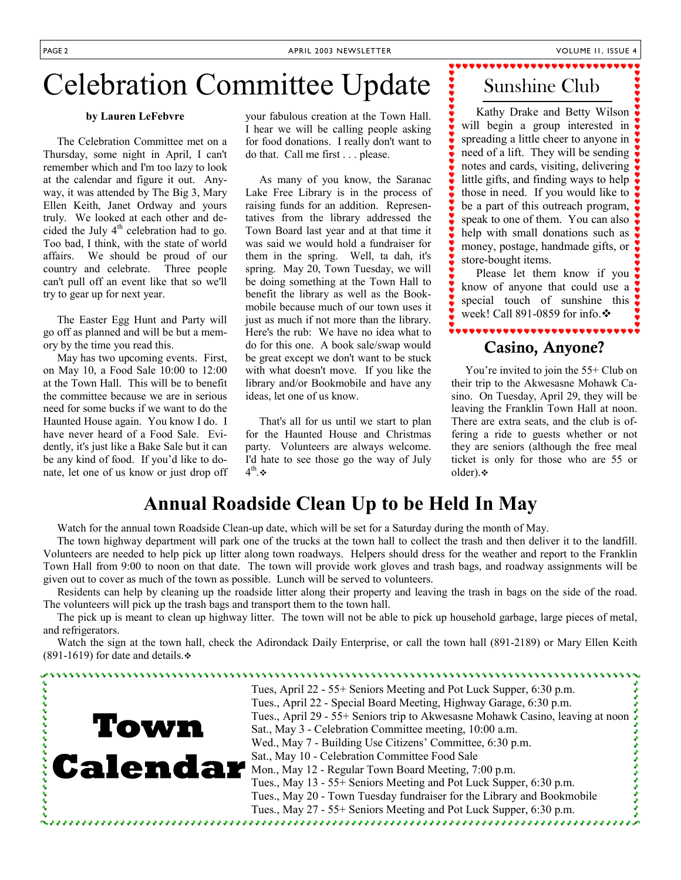# Celebration Committee Update

**by Lauren LeFebvre**

The Celebration Committee met on a Thursday, some night in April, I can't remember which and I'm too lazy to look at the calendar and figure it out. Anyway, it was attended by The Big 3, Mary Ellen Keith, Janet Ordway and yours truly. We looked at each other and decided the July 4th celebration had to go. Too bad, I think, with the state of world affairs. We should be proud of our country and celebrate. Three people can't pull off an event like that so we'll try to gear up for next year.

The Easter Egg Hunt and Party will go off as planned and will be but a memory by the time you read this.

May has two upcoming events. First, on May 10, a Food Sale 10:00 to 12:00 at the Town Hall. This will be to benefit the committee because we are in serious need for some bucks if we want to do the Haunted House again. You know I do. I have never heard of a Food Sale. Evidently, it's just like a Bake Sale but it can be any kind of food. If you'd like to donate, let one of us know or just drop off your fabulous creation at the Town Hall. I hear we will be calling people asking for food donations. I really don't want to do that. Call me first . . . please.

As many of you know, the Saranac Lake Free Library is in the process of raising funds for an addition. Representatives from the library addressed the Town Board last year and at that time it was said we would hold a fundraiser for them in the spring. Well, ta dah, it's spring. May 20, Town Tuesday, we will be doing something at the Town Hall to benefit the library as well as the Bookmobile because much of our town uses it just as much if not more than the library. Here's the rub: We have no idea what to do for this one. A book sale/swap would be great except we don't want to be stuck with what doesn't move. If you like the library and/or Bookmobile and have any ideas, let one of us know.

That's all for us until we start to plan for the Haunted House and Christmas party. Volunteers are always welcome. I'd hate to see those go the way of July 4th.❖

## Sunshine Club

Kathy Drake and Betty Wilson will begin a group interested in spreading a little cheer to anyone in need of a lift. They will be sending notes and cards, visiting, delivering little gifts, and finding ways to help those in need. If you would like to be a part of this outreach program, speak to one of them. You can also help with small donations such as money, postage, handmade gifts, or store-bought items.

Please let them know if you know of anyone that could use a special touch of sunshine this week! Call 891-0859 for info.❖

## Casino, Anyone?

You're invited to join the 55+ Club on their trip to the Akwesasne Mohawk Casino. On Tuesday, April 29, they will be leaving the Franklin Town Hall at noon. There are extra seats, and the club is offering a ride to guests whether or not they are seniors (although the free meal ticket is only for those who are 55 or older).❖

# Annual Roadside Clean Up to be Held In May

Watch for the annual town Roadside Clean-up date, which will be set for a Saturday during the month of May.

The town highway department will park one of the trucks at the town hall to collect the trash and then deliver it to the landfill. Volunteers are needed to help pick up litter along town roadways. Helpers should dress for the weather and report to the Franklin Town Hall from 9:00 to noon on that date. The town will provide work gloves and trash bags, and roadway assignments will be given out to cover as much of the town as possible. Lunch will be served to volunteers.

Residents can help by cleaning up the roadside litter along their property and leaving the trash in bags on the side of the road. The volunteers will pick up the trash bags and transport them to the town hall.

The pick up is meant to clean up highway litter. The town will not be able to pick up household garbage, large pieces of metal, and refrigerators.

Watch the sign at the town hall, check the Adirondack Daily Enterprise, or call the town hall (891-2189) or Mary Ellen Keith (891-1619) for date and details.❖

# Town Calendar

- Tues, April 22 - 55+ Seniors Meeting and Pot Luck Supper, 6:30 p.m.
- Tues., April 22 - Special Board Meeting, Highway Garage, 6:30 p.m.
- Tues., April 29 - 55+ Seniors trip to Akwesasne Mohawk Casino, leaving at noon
- Sat., May 3 - Celebration Committee meeting, 10:00 a.m.
- Wed., May 7 - Building Use Citizens' Committee, 6:30 p.m.
- Sat., May 10 - Celebration Committee Food Sale
- Mon., May 12 - Regular Town Board Meeting, 7:00 p.m.
- Tues., May 13 - 55+ Seniors Meeting and Pot Luck Supper, 6:30 p.m.
- Tues., May 20 - Town Tuesday fundraiser for the Library and Bookmobile
- Tues., May 27 - 55+ Seniors Meeting and Pot Luck Supper, 6:30 p.m.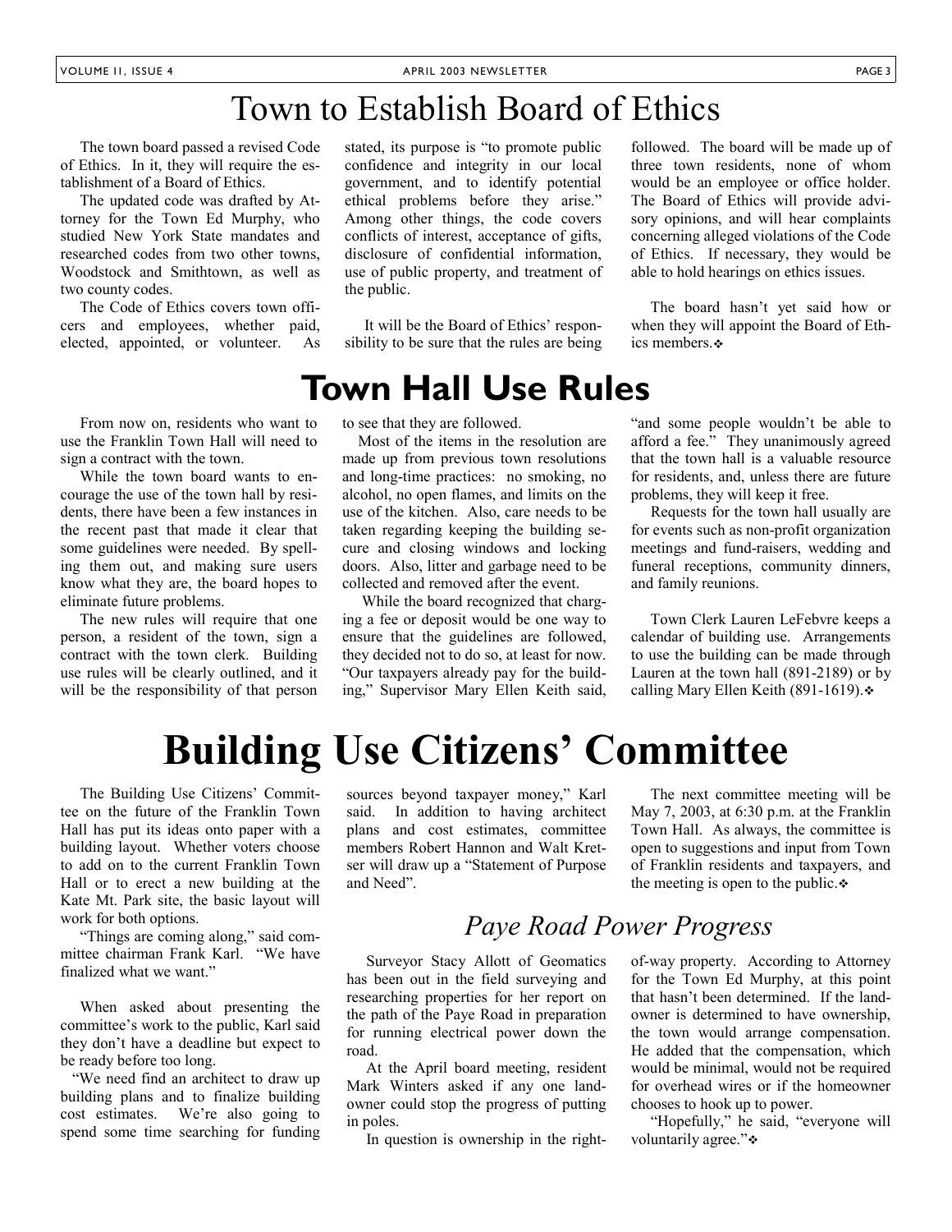# Town to Establish Board of Ethics

The town board passed a revised Code of Ethics. In it, they will require the establishment of a Board of Ethics.

The updated code was drafted by Attorney for the Town Ed Murphy, who studied New York State mandates and researched codes from two other towns, Woodstock and Smithtown, as well as two county codes.

The Code of Ethics covers town officers and employees, whether paid, elected, appointed, or volunteer. As stated, its purpose is "to promote public confidence and integrity in our local government, and to identify potential ethical problems before they arise." Among other things, the code covers conflicts of interest, acceptance of gifts, disclosure of confidential information, use of public property, and treatment of the public.

It will be the Board of Ethics' responsibility to be sure that the rules are being followed. The board will be made up of three town residents, none of whom would be an employee or office holder. The Board of Ethics will provide advisory opinions, and will hear complaints concerning alleged violations of the Code of Ethics. If necessary, they would be able to hold hearings on ethics issues.

The board hasn't yet said how or when they will appoint the Board of Ethics members.❖

# Town Hall Use Rules

From now on, residents who want to use the Franklin Town Hall will need to sign a contract with the town.

While the town board wants to encourage the use of the town hall by residents, there have been a few instances in the recent past that made it clear that some guidelines were needed. By spelling them out, and making sure users know what they are, the board hopes to eliminate future problems.

The new rules will require that one person, a resident of the town, sign a contract with the town clerk. Building use rules will be clearly outlined, and it will be the responsibility of that person to see that they are followed.

Most of the items in the resolution are made up from previous town resolutions and long-time practices: no smoking, no alcohol, no open flames, and limits on the use of the kitchen. Also, care needs to be taken regarding keeping the building secure and closing windows and locking doors. Also, litter and garbage need to be collected and removed after the event.

While the board recognized that charging a fee or deposit would be one way to ensure that the guidelines are followed, they decided not to do so, at least for now. "Our taxpayers already pay for the building," Supervisor Mary Ellen Keith said, "and some people wouldn't be able to afford a fee." They unanimously agreed that the town hall is a valuable resource for residents, and, unless there are future problems, they will keep it free.

Requests for the town hall usually are for events such as non-profit organization meetings and fund-raisers, wedding and funeral receptions, community dinners, and family reunions.

Town Clerk Lauren LeFebvre keeps a calendar of building use. Arrangements to use the building can be made through Lauren at the town hall (891-2189) or by calling Mary Ellen Keith (891-1619).❖

# Building Use Citizens' Committee

The Building Use Citizens' Committee on the future of the Franklin Town Hall has put its ideas onto paper with a building layout. Whether voters choose to add on to the current Franklin Town Hall or to erect a new building at the Kate Mt. Park site, the basic layout will work for both options.

"Things are coming along," said committee chairman Frank Karl. "We have finalized what we want."

When asked about presenting the committee's work to the public, Karl said they don't have a deadline but expect to be ready before too long.

"We need find an architect to draw up building plans and to finalize building cost estimates. We're also going to spend some time searching for funding sources beyond taxpayer money," Karl said. In addition to having architect plans and cost estimates, committee members Robert Hannon and Walt Kretser will draw up a "Statement of Purpose and Need".

The next committee meeting will be May 7, 2003, at 6:30 p.m. at the Franklin Town Hall. As always, the committee is open to suggestions and input from Town of Franklin residents and taxpayers, and the meeting is open to the public.❖

## *Paye Road Power Progress*

Surveyor Stacy Allott of Geomatics has been out in the field surveying and researching properties for her report on the path of the Paye Road in preparation for running electrical power down the road.

At the April board meeting, resident Mark Winters asked if any one landowner could stop the progress of putting in poles.

In question is ownership in the right-of-way property. According to Attorney for the Town Ed Murphy, at this point that hasn't been determined. If the landowner is determined to have ownership, the town would arrange compensation. He added that the compensation, which would be minimal, would not be required for overhead wires or if the homeowner chooses to hook up to power.

"Hopefully," he said, "everyone will voluntarily agree."❖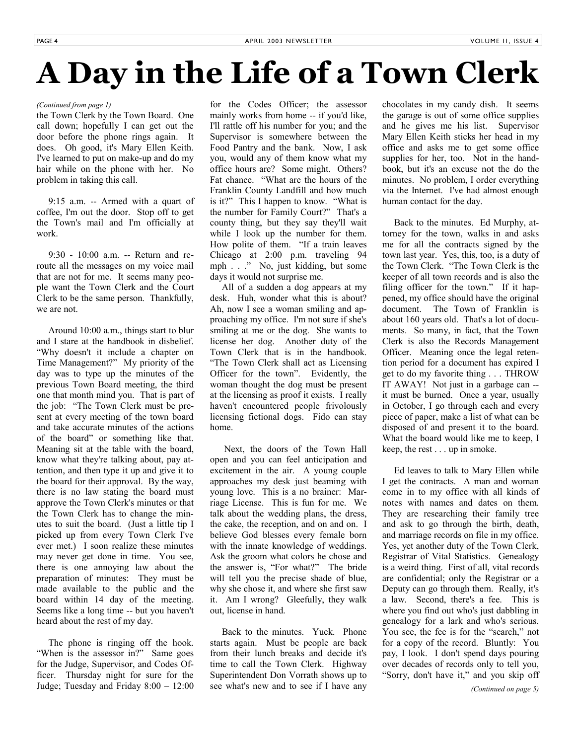# A Day in the Life of a Town Clerk

*(Continued from page 1)*

the Town Clerk by the Town Board. One call down; hopefully I can get out the door before the phone rings again. It does. Oh good, it's Mary Ellen Keith. I've learned to put on make-up and do my hair while on the phone with her. No problem in taking this call.

9:15 a.m. -- Armed with a quart of coffee, I'm out the door. Stop off to get the Town's mail and I'm officially at work.

9:30 - 10:00 a.m. -- Return and reroute all the messages on my voice mail that are not for me. It seems many people want the Town Clerk and the Court Clerk to be the same person. Thankfully, we are not.

Around 10:00 a.m., things start to blur and I stare at the handbook in disbelief. "Why doesn't it include a chapter on Time Management?" My priority of the day was to type up the minutes of the previous Town Board meeting, the third one that month mind you. That is part of the job: "The Town Clerk must be present at every meeting of the town board and take accurate minutes of the actions of the board" or something like that. Meaning sit at the table with the board, know what they're talking about, pay attention, and then type it up and give it to the board for their approval. By the way, there is no law stating the board must approve the Town Clerk's minutes or that the Town Clerk has to change the minutes to suit the board. (Just a little tip I picked up from every Town Clerk I've ever met.) I soon realize these minutes may never get done in time. You see, there is one annoying law about the preparation of minutes: They must be made available to the public and the board within 14 day of the meeting. Seems like a long time -- but you haven't heard about the rest of my day.

The phone is ringing off the hook. "When is the assessor in?" Same goes for the Judge, Supervisor, and Codes Officer. Thursday night for sure for the Judge; Tuesday and Friday 8:00 – 12:00 for the Codes Officer; the assessor mainly works from home -- if you'd like, I'll rattle off his number for you; and the Supervisor is somewhere between the Food Pantry and the bank. Now, I ask you, would any of them know what my office hours are? Some might. Others? Fat chance. "What are the hours of the Franklin County Landfill and how much is it?" This I happen to know. "What is the number for Family Court?" That's a county thing, but they say they'll wait while I look up the number for them. How polite of them. "If a train leaves Chicago at 2:00 p.m. traveling 94 mph . . ." No, just kidding, but some days it would not surprise me.

All of a sudden a dog appears at my desk. Huh, wonder what this is about? Ah, now I see a woman smiling and approaching my office. I'm not sure if she's smiling at me or the dog. She wants to license her dog. Another duty of the Town Clerk that is in the handbook. "The Town Clerk shall act as Licensing Officer for the town". Evidently, the woman thought the dog must be present at the licensing as proof it exists. I really haven't encountered people frivolously licensing fictional dogs. Fido can stay home.

Next, the doors of the Town Hall open and you can feel anticipation and excitement in the air. A young couple approaches my desk just beaming with young love. This is a no brainer: Marriage License. This is fun for me. We talk about the wedding plans, the dress, the cake, the reception, and on and on. I believe God blesses every female born with the innate knowledge of weddings. Ask the groom what colors he chose and the answer is, "For what?" The bride will tell you the precise shade of blue, why she chose it, and where she first saw it. Am I wrong? Gleefully, they walk out, license in hand.

Back to the minutes. Yuck. Phone starts again. Must be people are back from their lunch breaks and decide it's time to call the Town Clerk. Highway Superintendent Don Vorrath shows up to see what's new and to see if I have any chocolates in my candy dish. It seems the garage is out of some office supplies and he gives me his list. Supervisor Mary Ellen Keith sticks her head in my office and asks me to get some office supplies for her, too. Not in the handbook, but it's an excuse not the do the minutes. No problem, I order everything via the Internet. I've had almost enough human contact for the day.

Back to the minutes. Ed Murphy, attorney for the town, walks in and asks me for all the contracts signed by the town last year. Yes, this, too, is a duty of the Town Clerk. "The Town Clerk is the keeper of all town records and is also the filing officer for the town." If it happened, my office should have the original document. The Town of Franklin is about 160 years old. That's a lot of documents. So many, in fact, that the Town Clerk is also the Records Management Officer. Meaning once the legal retention period for a document has expired I get to do my favorite thing . . . THROW IT AWAY! Not just in a garbage can -- it must be burned. Once a year, usually in October, I go through each and every piece of paper, make a list of what can be disposed of and present it to the board. What the board would like me to keep, I keep, the rest . . . up in smoke.

Ed leaves to talk to Mary Ellen while I get the contracts. A man and woman come in to my office with all kinds of notes with names and dates on them. They are researching their family tree and ask to go through the birth, death, and marriage records on file in my office. Yes, yet another duty of the Town Clerk, Registrar of Vital Statistics. Genealogy is a weird thing. First of all, vital records are confidential; only the Registrar or a Deputy can go through them. Really, it's a law. Second, there's a fee. This is where you find out who's just dabbling in genealogy for a lark and who's serious. You see, the fee is for the "search," not for a copy of the record. Bluntly: You pay, I look. I don't spend days pouring over decades of records only to tell you, "Sorry, don't have it," and you skip off

*(Continued on page 5)*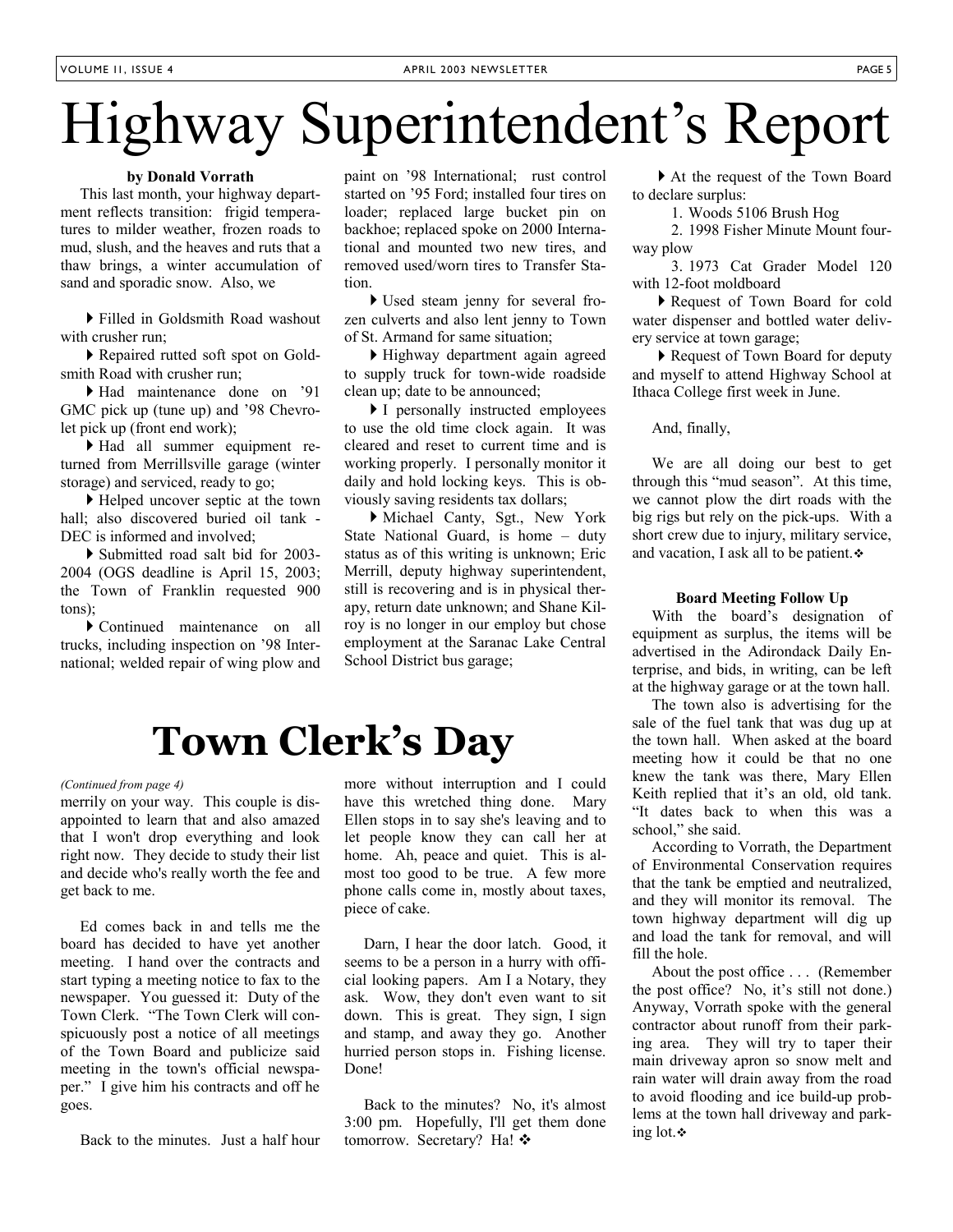# Highway Superintendent's Report

**by Donald Vorrath**

This last month, your highway department reflects transition: frigid temperatures to milder weather, frozen roads to mud, slush, and the heaves and ruts that a thaw brings, a winter accumulation of sand and sporadic snow. Also, we

- Filled in Goldsmith Road washout with crusher run;
- Repaired rutted soft spot on Goldsmith Road with crusher run;
- Had maintenance done on '91 GMC pick up (tune up) and '98 Chevrolet pick up (front end work);
- Had all summer equipment returned from Merrillsville garage (winter storage) and serviced, ready to go;
- Helped uncover septic at the town hall; also discovered buried oil tank - DEC is informed and involved;
- Submitted road salt bid for 2003-2004 (OGS deadline is April 15, 2003; the Town of Franklin requested 900 tons);
- Continued maintenance on all trucks, including inspection on '98 International; welded repair of wing plow and paint on '98 International; rust control started on '95 Ford; installed four tires on loader; replaced large bucket pin on backhoe; replaced spoke on 2000 International and mounted two new tires, and removed used/worn tires to Transfer Station.
- Used steam jenny for several frozen culverts and also lent jenny to Town of St. Armand for same situation;
- Highway department again agreed to supply truck for town-wide roadside clean up; date to be announced;
- I personally instructed employees to use the old time clock again. It was cleared and reset to current time and is working properly. I personally monitor it daily and hold locking keys. This is obviously saving residents tax dollars;
- Michael Canty, Sgt., New York State National Guard, is home – duty status as of this writing is unknown; Eric Merrill, deputy highway superintendent, still is recovering and is in physical therapy, return date unknown; and Shane Kilroy is no longer in our employ but chose employment at the Saranac Lake Central School District bus garage;
- At the request of the Town Board to declare surplus:
  1. Woods 5106 Brush Hog
  2. 1998 Fisher Minute Mount four-way plow
  3. 1973 Cat Grader Model 120 with 12-foot moldboard
- Request of Town Board for cold water dispenser and bottled water delivery service at town garage;
- Request of Town Board for deputy and myself to attend Highway School at Ithaca College first week in June.

And, finally,

We are all doing our best to get through this "mud season". At this time, we cannot plow the dirt roads with the big rigs but rely on the pick-ups. With a short crew due to injury, military service, and vacation, I ask all to be patient. ❖

### Board Meeting Follow Up

With the board's designation of equipment as surplus, the items will be advertised in the Adirondack Daily Enterprise, and bids, in writing, can be left at the highway garage or at the town hall.

The town also is advertising for the sale of the fuel tank that was dug up at the town hall. When asked at the board meeting how it could be that no one knew the tank was there, Mary Ellen Keith replied that it's an old, old tank. "It dates back to when this was a school," she said.

According to Vorrath, the Department of Environmental Conservation requires that the tank be emptied and neutralized, and they will monitor its removal. The town highway department will dig up and load the tank for removal, and will fill the hole.

About the post office . . . (Remember the post office? No, it's still not done.) Anyway, Vorrath spoke with the general contractor about runoff from their parking area. They will try to taper their main driveway apron so snow melt and rain water will drain away from the road to avoid flooding and ice build-up problems at the town hall driveway and parking lot. ❖

# Town Clerk's Day

*(Continued from page 4)*

merrily on your way. This couple is disappointed to learn that and also amazed that I won't drop everything and look right now. They decide to study their list and decide who's really worth the fee and get back to me.

Ed comes back in and tells me the board has decided to have yet another meeting. I hand over the contracts and start typing a meeting notice to fax to the newspaper. You guessed it: Duty of the Town Clerk. "The Town Clerk will conspicuously post a notice of all meetings of the Town Board and publicize said meeting in the town's official newspaper." I give him his contracts and off he goes.

Back to the minutes. Just a half hour more without interruption and I could have this wretched thing done. Mary Ellen stops in to say she's leaving and to let people know they can call her at home. Ah, peace and quiet. This is almost too good to be true. A few more phone calls come in, mostly about taxes, piece of cake.

Darn, I hear the door latch. Good, it seems to be a person in a hurry with official looking papers. Am I a Notary, they ask. Wow, they don't even want to sit down. This is great. They sign, I sign and stamp, and away they go. Another hurried person stops in. Fishing license. Done!

Back to the minutes? No, it's almost 3:00 pm. Hopefully, I'll get them done tomorrow. Secretary? Ha! ❖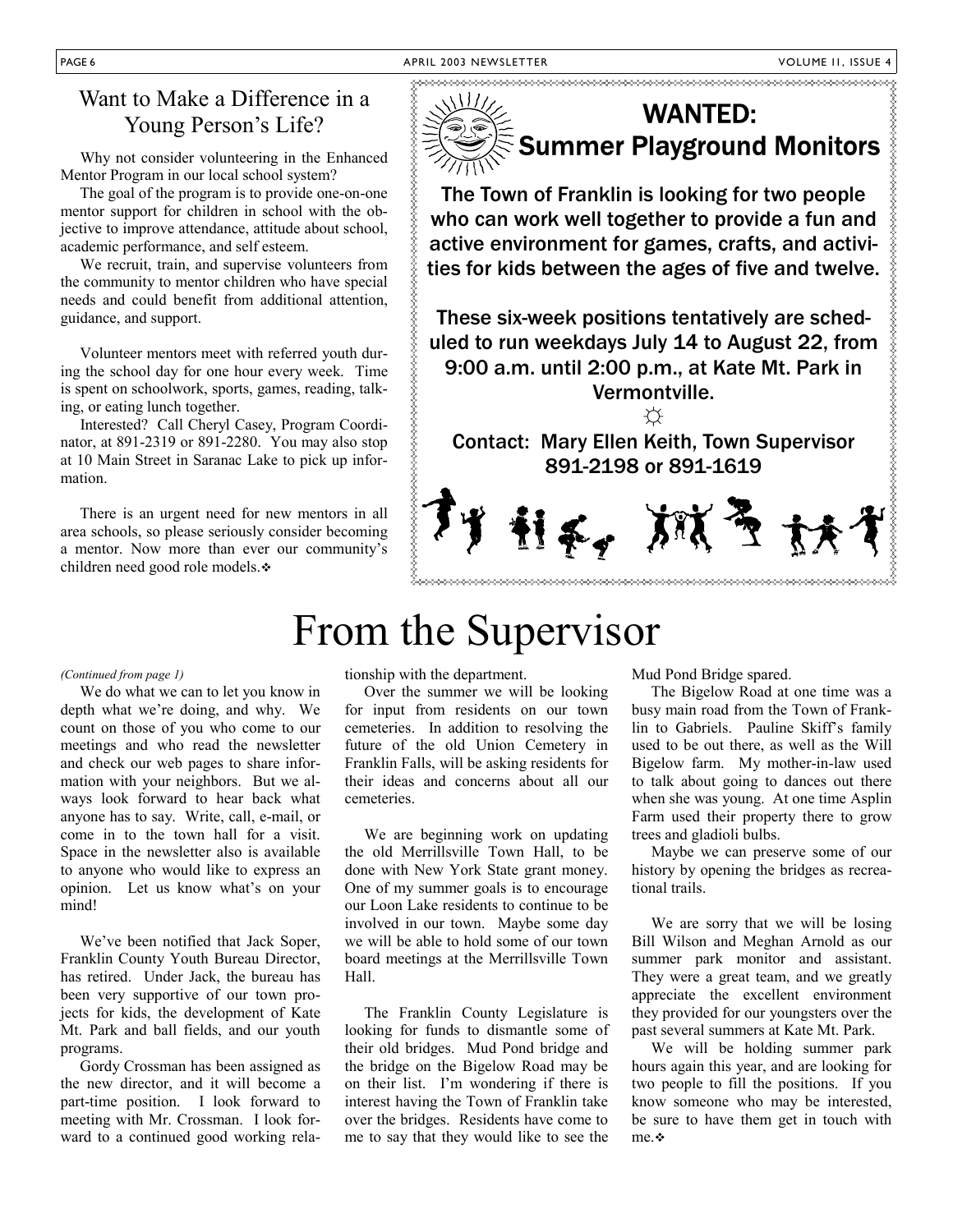## Want to Make a Difference in a Young Person's Life?

Why not consider volunteering in the Enhanced Mentor Program in our local school system?

The goal of the program is to provide one-on-one mentor support for children in school with the objective to improve attendance, attitude about school, academic performance, and self esteem.

We recruit, train, and supervise volunteers from the community to mentor children who have special needs and could benefit from additional attention, guidance, and support.

Volunteer mentors meet with referred youth during the school day for one hour every week. Time is spent on schoolwork, sports, games, reading, talking, or eating lunch together.

Interested? Call Cheryl Casey, Program Coordinator, at 891-2319 or 891-2280. You may also stop at 10 Main Street in Saranac Lake to pick up information.

There is an urgent need for new mentors in all area schools, so please seriously consider becoming a mentor. Now more than ever our community's children need good role models.❖

## WANTED: Summer Playground Monitors

The Town of Franklin is looking for two people who can work well together to provide a fun and active environment for games, crafts, and activities for kids between the ages of five and twelve.

These six-week positions tentatively are scheduled to run weekdays July 14 to August 22, from 9:00 a.m. until 2:00 p.m., at Kate Mt. Park in Vermontville.

☼

Contact: Mary Ellen Keith, Town Supervisor 891-2198 or 891-1619

# From the Supervisor

*(Continued from page 1)*

We do what we can to let you know in depth what we're doing, and why. We count on those of you who come to our meetings and who read the newsletter and check our web pages to share information with your neighbors. But we always look forward to hear back what anyone has to say. Write, call, e-mail, or come in to the town hall for a visit. Space in the newsletter also is available to anyone who would like to express an opinion. Let us know what's on your mind!

We've been notified that Jack Soper, Franklin County Youth Bureau Director, has retired. Under Jack, the bureau has been very supportive of our town projects for kids, the development of Kate Mt. Park and ball fields, and our youth programs.

Gordy Crossman has been assigned as the new director, and it will become a part-time position. I look forward to meeting with Mr. Crossman. I look forward to a continued good working relationship with the department.

Over the summer we will be looking for input from residents on our town cemeteries. In addition to resolving the future of the old Union Cemetery in Franklin Falls, will be asking residents for their ideas and concerns about all our cemeteries.

We are beginning work on updating the old Merrillsville Town Hall, to be done with New York State grant money. One of my summer goals is to encourage our Loon Lake residents to continue to be involved in our town. Maybe some day we will be able to hold some of our town board meetings at the Merrillsville Town Hall.

The Franklin County Legislature is looking for funds to dismantle some of their old bridges. Mud Pond bridge and the bridge on the Bigelow Road may be on their list. I'm wondering if there is interest having the Town of Franklin take over the bridges. Residents have come to me to say that they would like to see the Mud Pond Bridge spared.

The Bigelow Road at one time was a busy main road from the Town of Franklin to Gabriels. Pauline Skiff's family used to be out there, as well as the Will Bigelow farm. My mother-in-law used to talk about going to dances out there when she was young. At one time Asplin Farm used their property there to grow trees and gladioli bulbs.

Maybe we can preserve some of our history by opening the bridges as recreational trails.

We are sorry that we will be losing Bill Wilson and Meghan Arnold as our summer park monitor and assistant. They were a great team, and we greatly appreciate the excellent environment they provided for our youngsters over the past several summers at Kate Mt. Park.

We will be holding summer park hours again this year, and are looking for two people to fill the positions. If you know someone who may be interested, be sure to have them get in touch with me.❖